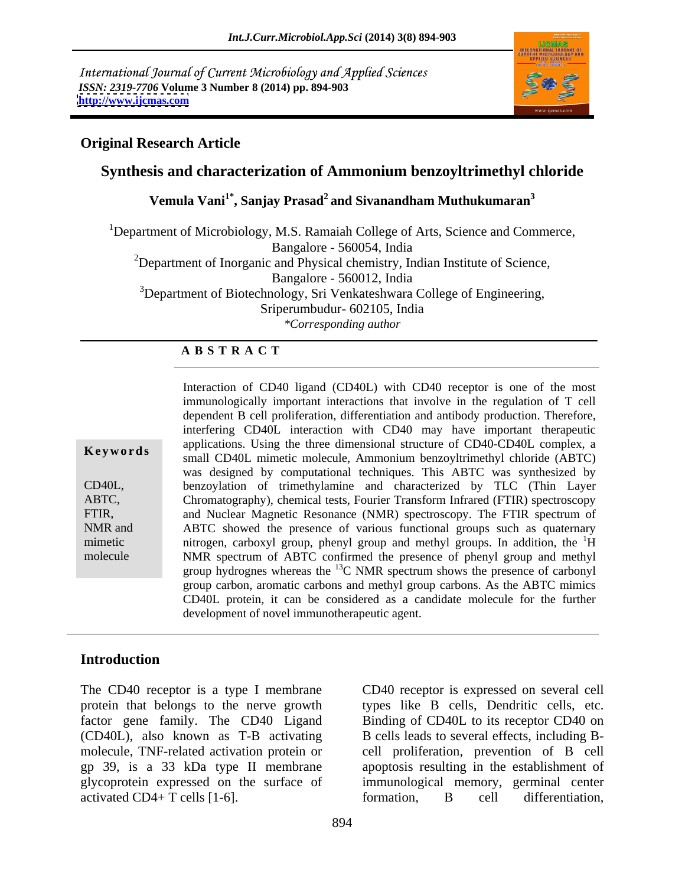International Journal of Current Microbiology and Applied Sciences
*ISSN: 2319-7706* **Volume 3 Number 8 (2014) pp. 894-903**
**http://www.ijcmas.com**

**Original Research Article**

# Synthesis and characterization of Ammonium benzoyltrimethyl chloride

**Vemula Vani[1*], Sanjay Prasad[2] and Sivanandham Muthukumaran[3]**

[1]Department of Microbiology, M.S. Ramaiah College of Arts, Science and Commerce, Bangalore - 560054, India

[2]Department of Inorganic and Physical chemistry, Indian Institute of Science, Bangalore - 560012, India

[3]Department of Biotechnology, Sri Venkateshwara College of Engineering, Sriperumbudur- 602105, India

*\*Corresponding author*

**A B S T R A C T**

**Keywords**

CD40L, ABTC, FTIR, NMR and mimetic molecule

Interaction of CD40 ligand (CD40L) with CD40 receptor is one of the most immunologically important interactions that involve in the regulation of T cell dependent B cell proliferation, differentiation and antibody production. Therefore, interfering CD40L interaction with CD40 may have important therapeutic applications. Using the three dimensional structure of CD40-CD40L complex, a small CD40L mimetic molecule, Ammonium benzoyltrimethyl chloride (ABTC) was designed by computational techniques. This ABTC was synthesized by benzoylation of trimethylamine and characterized by TLC (Thin Layer Chromatography), chemical tests, Fourier Transform Infrared (FTIR) spectroscopy and Nuclear Magnetic Resonance (NMR) spectroscopy. The FTIR spectrum of ABTC showed the presence of various functional groups such as quaternary nitrogen, carboxyl group, phenyl group and methyl groups. In addition, the $^{1}H$ NMR spectrum of ABTC confirmed the presence of phenyl group and methyl group hydrognes whereas the $^{13}C$ NMR spectrum shows the presence of carbonyl group carbon, aromatic carbons and methyl group carbons. As the ABTC mimics CD40L protein, it can be considered as a candidate molecule for the further development of novel immunotherapeutic agent.

## Introduction

The CD40 receptor is a type I membrane protein that belongs to the nerve growth factor gene family. The CD40 Ligand (CD40L), also known as T-B activating molecule, TNF-related activation protein or gp 39, is a 33 kDa type II membrane glycoprotein expressed on the surface of activated CD4+ T cells [1-6].

CD40 receptor is expressed on several cell types like B cells, Dendritic cells, etc. Binding of CD40L to its receptor CD40 on B cells leads to several effects, including B-cell proliferation, prevention of B cell apoptosis resulting in the establishment of immunological memory, germinal center formation, B cell differentiation,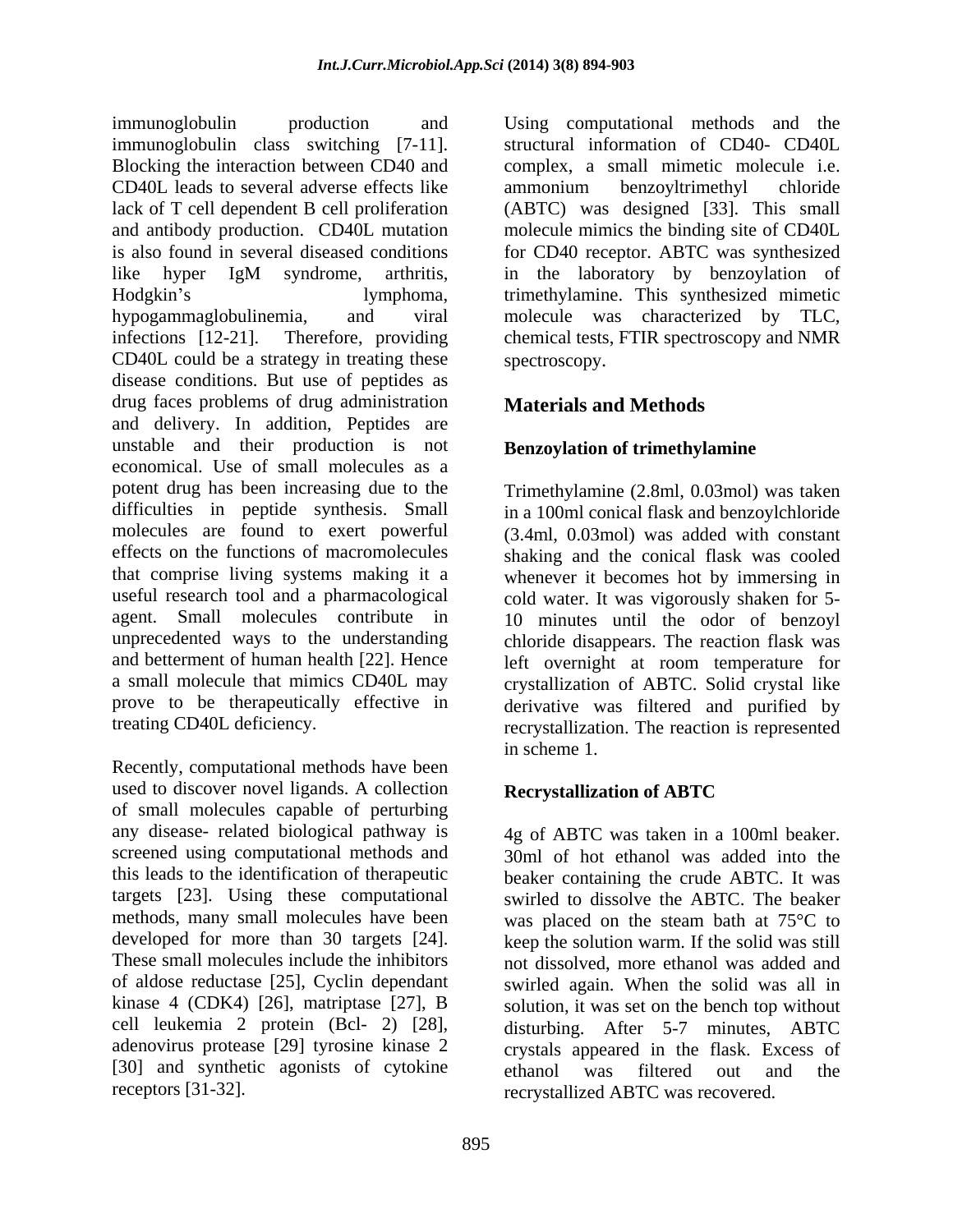immunoglobulin production and immunoglobulin class switching [7-11]. Blocking the interaction between CD40 and CD40L leads to several adverse effects like lack of T cell dependent B cell proliferation and antibody production. CD40L mutation is also found in several diseased conditions like hyper IgM syndrome, arthritis, Hodgkin's lymphoma, hypogammaglobulinemia, and viral infections [12-21]. Therefore, providing CD40L could be a strategy in treating these disease conditions. But use of peptides as drug faces problems of drug administration and delivery. In addition, Peptides are unstable and their production is not economical. Use of small molecules as a potent drug has been increasing due to the difficulties in peptide synthesis. Small molecules are found to exert powerful effects on the functions of macromolecules that comprise living systems making it a useful research tool and a pharmacological agent. Small molecules contribute in unprecedented ways to the understanding and betterment of human health [22]. Hence a small molecule that mimics CD40L may prove to be therapeutically effective in treating CD40L deficiency.

Recently, computational methods have been used to discover novel ligands. A collection of small molecules capable of perturbing any disease- related biological pathway is screened using computational methods and this leads to the identification of therapeutic targets [23]. Using these computational methods, many small molecules have been developed for more than 30 targets [24]. These small molecules include the inhibitors of aldose reductase [25], Cyclin dependant kinase 4 (CDK4) [26], matriptase [27], B cell leukemia 2 protein (Bcl- 2) [28], adenovirus protease [29] tyrosine kinase 2 [30] and synthetic agonists of cytokine receptors [31-32].

Using computational methods and the structural information of CD40- CD40L complex, a small mimetic molecule i.e. ammonium benzoyltrimethyl chloride (ABTC) was designed [33]. This small molecule mimics the binding site of CD40L for CD40 receptor. ABTC was synthesized in the laboratory by benzoylation of trimethylamine. This synthesized mimetic molecule was characterized by TLC, chemical tests, FTIR spectroscopy and NMR spectroscopy.

## Materials and Methods

### Benzoylation of trimethylamine

Trimethylamine (2.8ml, 0.03mol) was taken in a 100ml conical flask and benzoylchloride (3.4ml, 0.03mol) was added with constant shaking and the conical flask was cooled whenever it becomes hot by immersing in cold water. It was vigorously shaken for 5-10 minutes until the odor of benzoyl chloride disappears. The reaction flask was left overnight at room temperature for crystallization of ABTC. Solid crystal like derivative was filtered and purified by recrystallization. The reaction is represented in scheme 1.

### Recrystallization of ABTC

4g of ABTC was taken in a 100ml beaker. 30ml of hot ethanol was added into the beaker containing the crude ABTC. It was swirled to dissolve the ABTC. The beaker was placed on the steam bath at 75°C to keep the solution warm. If the solid was still not dissolved, more ethanol was added and swirled again. When the solid was all in solution, it was set on the bench top without disturbing. After 5-7 minutes, ABTC crystals appeared in the flask. Excess of ethanol was filtered out and the recrystallized ABTC was recovered.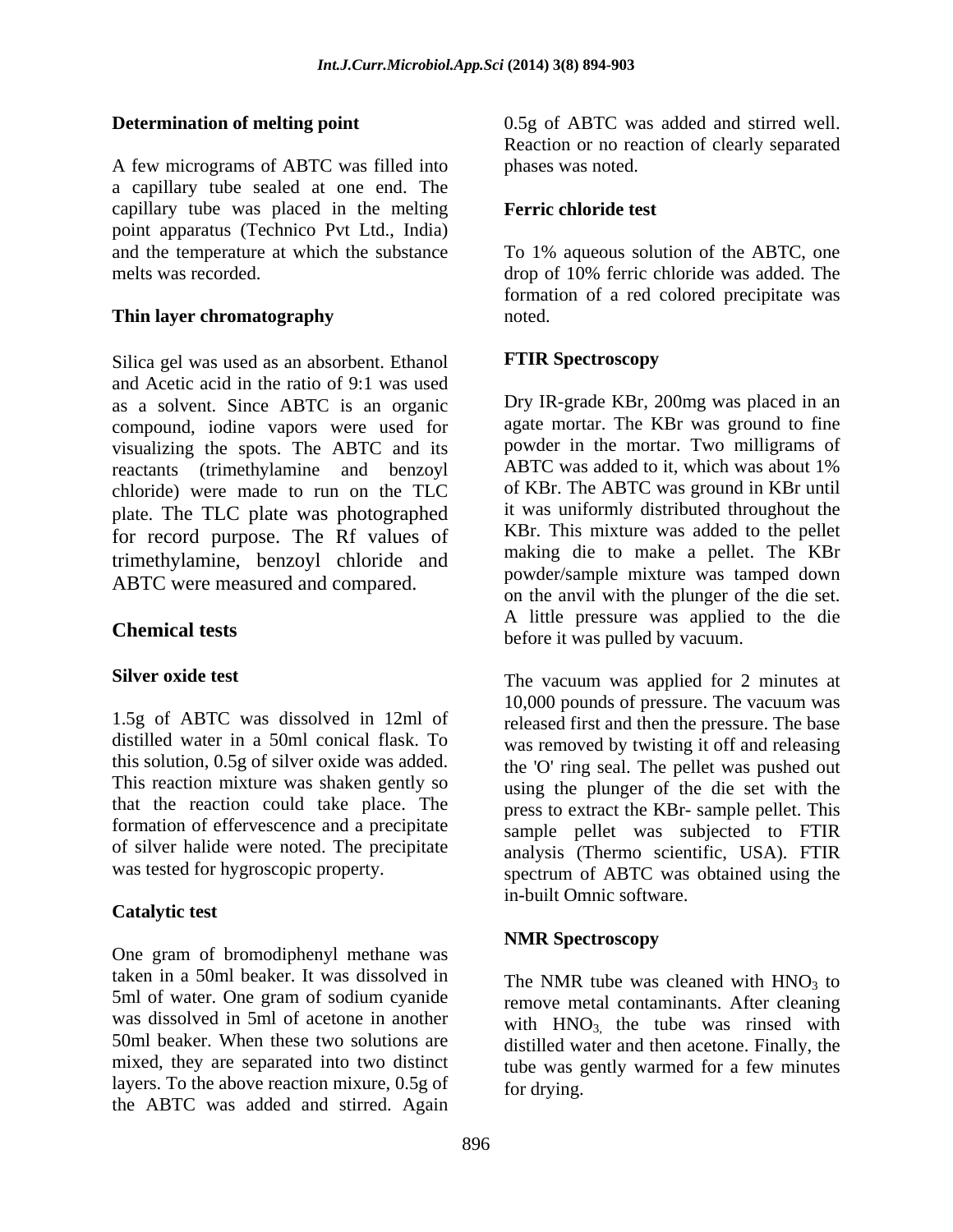### Determination of melting point

A few micrograms of ABTC was filled into a capillary tube sealed at one end. The capillary tube was placed in the melting point apparatus (Technico Pvt Ltd., India) and the temperature at which the substance melts was recorded.

### Thin layer chromatography

Silica gel was used as an absorbent. Ethanol and Acetic acid in the ratio of 9:1 was used as a solvent. Since ABTC is an organic compound, iodine vapors were used for visualizing the spots. The ABTC and its reactants (trimethylamine and benzoyl chloride) were made to run on the TLC plate. The TLC plate was photographed for record purpose. The Rf values of trimethylamine, benzoyl chloride and ABTC were measured and compared.

## Chemical tests

### Silver oxide test

1.5g of ABTC was dissolved in 12ml of distilled water in a 50ml conical flask. To this solution, 0.5g of silver oxide was added. This reaction mixture was shaken gently so that the reaction could take place. The formation of effervescence and a precipitate of silver halide were noted. The precipitate was tested for hygroscopic property.

### Catalytic test

One gram of bromodiphenyl methane was taken in a 50ml beaker. It was dissolved in 5ml of water. One gram of sodium cyanide was dissolved in 5ml of acetone in another 50ml beaker. When these two solutions are mixed, they are separated into two distinct layers. To the above reaction mixure, 0.5g of the ABTC was added and stirred. Again 0.5g of ABTC was added and stirred well. Reaction or no reaction of clearly separated phases was noted.

### Ferric chloride test

To 1% aqueous solution of the ABTC, one drop of 10% ferric chloride was added. The formation of a red colored precipitate was noted.

### FTIR Spectroscopy

Dry IR-grade KBr, 200mg was placed in an agate mortar. The KBr was ground to fine powder in the mortar. Two milligrams of ABTC was added to it, which was about 1% of KBr. The ABTC was ground in KBr until it was uniformly distributed throughout the KBr. This mixture was added to the pellet making die to make a pellet. The KBr powder/sample mixture was tamped down on the anvil with the plunger of the die set. A little pressure was applied to the die before it was pulled by vacuum.

The vacuum was applied for 2 minutes at 10,000 pounds of pressure. The vacuum was released first and then the pressure. The base was removed by twisting it off and releasing the 'O' ring seal. The pellet was pushed out using the plunger of the die set with the press to extract the KBr- sample pellet. This sample pellet was subjected to FTIR analysis (Thermo scientific, USA). FTIR spectrum of ABTC was obtained using the in-built Omnic software.

### NMR Spectroscopy

The NMR tube was cleaned with $HNO_3$ to remove metal contaminants. After cleaning with $HNO_3$, the tube was rinsed with distilled water and then acetone. Finally, the tube was gently warmed for a few minutes for drying.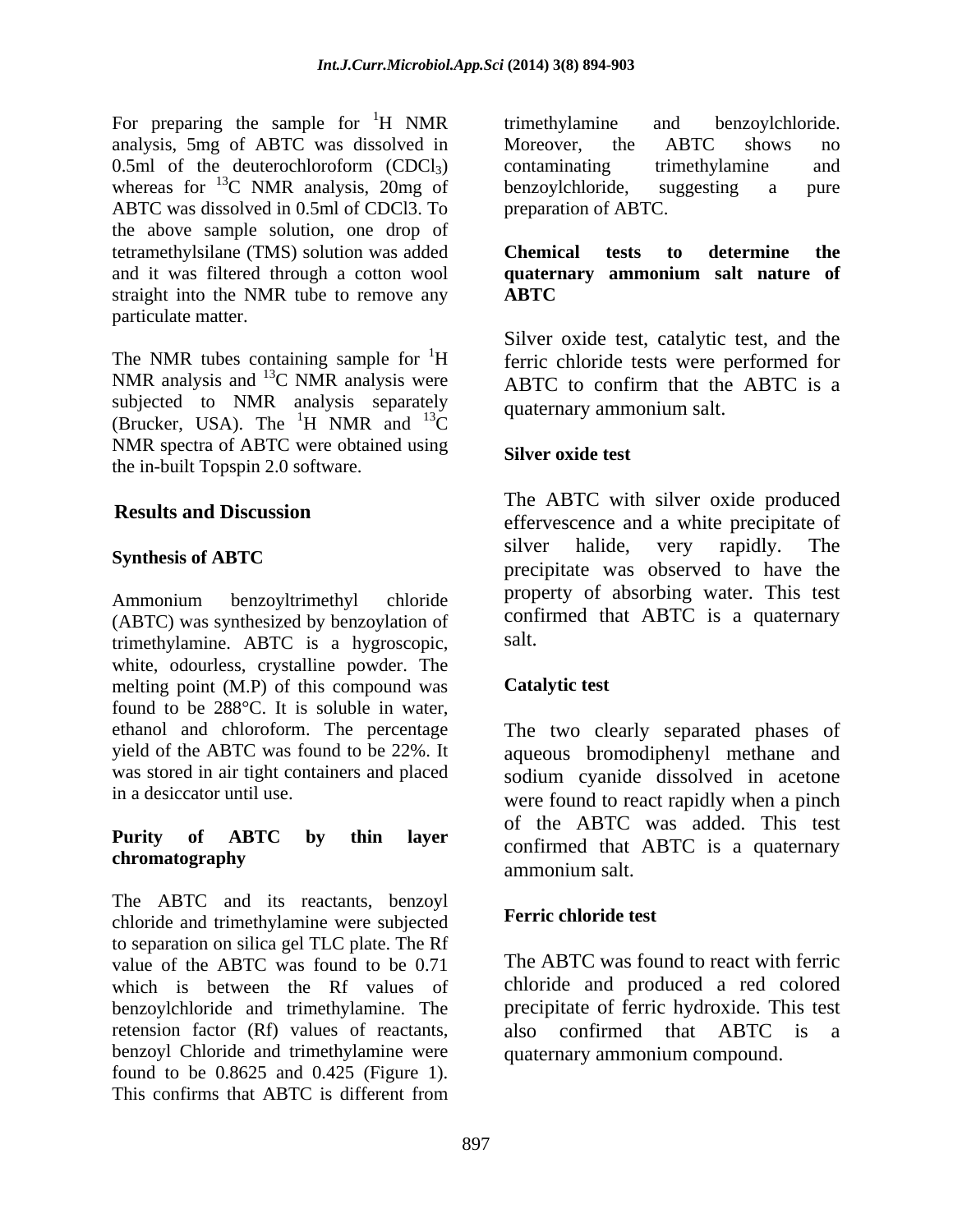For preparing the sample for [1]H NMR analysis, 5mg of ABTC was dissolved in 0.5ml of the deuterochloroform ($CDCl_3$) whereas for [13]C NMR analysis, 20mg of ABTC was dissolved in 0.5ml of CDCl3. To the above sample solution, one drop of tetramethylsilane (TMS) solution was added and it was filtered through a cotton wool straight into the NMR tube to remove any particulate matter.

The NMR tubes containing sample for [1]H NMR analysis and [13]C NMR analysis were subjected to NMR analysis separately (Brucker, USA). The [1]H NMR and [13]C NMR spectra of ABTC were obtained using the in-built Topspin 2.0 software.

## Results and Discussion

### Synthesis of ABTC

Ammonium benzoyltrimethyl chloride (ABTC) was synthesized by benzoylation of trimethylamine. ABTC is a hygroscopic, white, odourless, crystalline powder. The melting point (M.P) of this compound was found to be 288°C. It is soluble in water, ethanol and chloroform. The percentage yield of the ABTC was found to be 22%. It was stored in air tight containers and placed in a desiccator until use.

### Purity of ABTC by thin layer chromatography

The ABTC and its reactants, benzoyl chloride and trimethylamine were subjected to separation on silica gel TLC plate. The Rf value of the ABTC was found to be 0.71 which is between the Rf values of benzoylchloride and trimethylamine. The retension factor (Rf) values of reactants, benzoyl Chloride and trimethylamine were found to be 0.8625 and 0.425 (Figure 1). This confirms that ABTC is different from trimethylamine and benzoylchloride. Moreover, the ABTC shows no contaminating trimethylamine and benzoylchloride, suggesting a pure preparation of ABTC.

### Chemical tests to determine the quaternary ammonium salt nature of ABTC

Silver oxide test, catalytic test, and the ferric chloride tests were performed for ABTC to confirm that the ABTC is a quaternary ammonium salt.

### Silver oxide test

The ABTC with silver oxide produced effervescence and a white precipitate of silver halide, very rapidly. The precipitate was observed to have the property of absorbing water. This test confirmed that ABTC is a quaternary salt.

### Catalytic test

The two clearly separated phases of aqueous bromodiphenyl methane and sodium cyanide dissolved in acetone were found to react rapidly when a pinch of the ABTC was added. This test confirmed that ABTC is a quaternary ammonium salt.

### Ferric chloride test

The ABTC was found to react with ferric chloride and produced a red colored precipitate of ferric hydroxide. This test also confirmed that ABTC is a quaternary ammonium compound.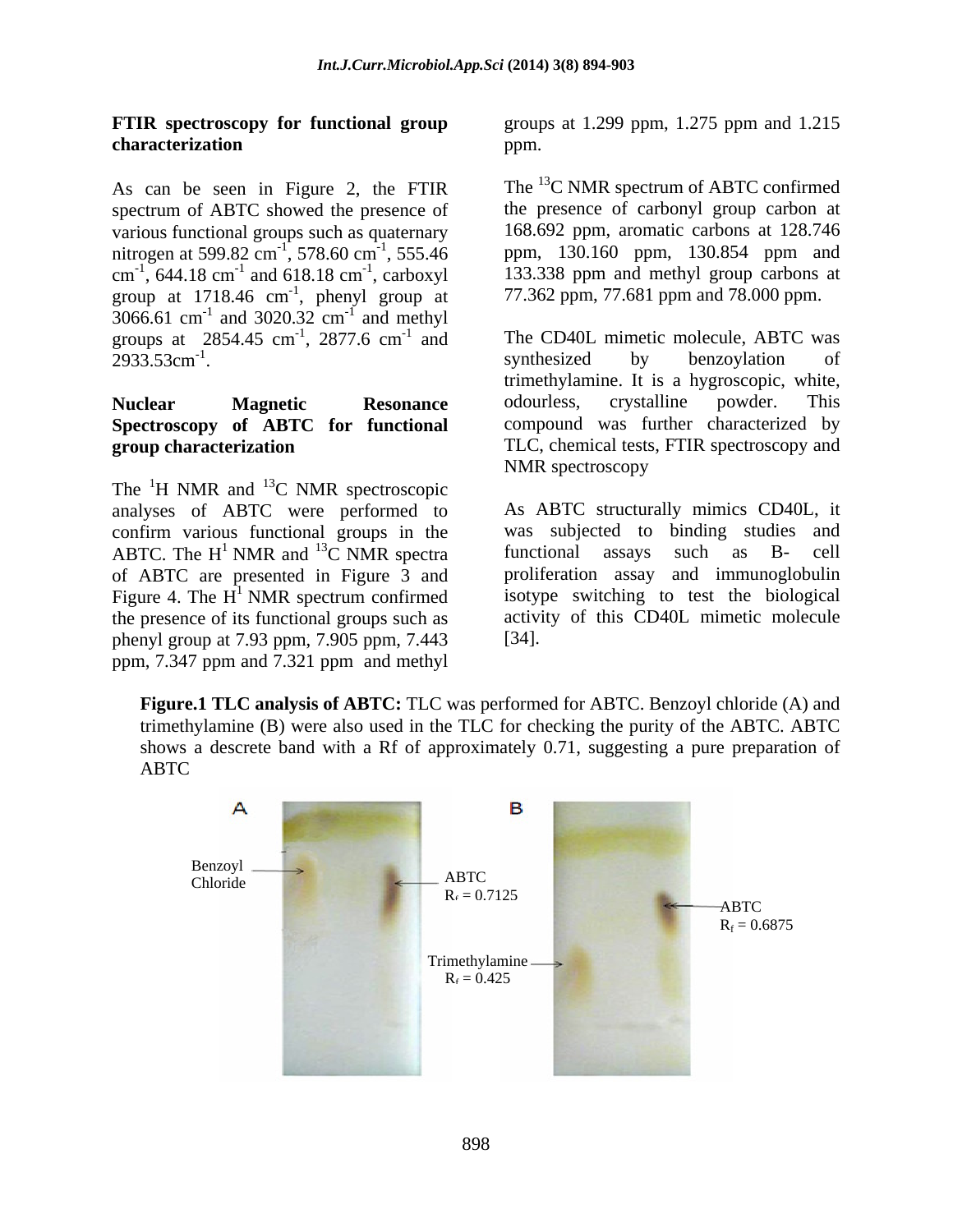### FTIR spectroscopy for functional group characterization

As can be seen in Figure 2, the FTIR spectrum of ABTC showed the presence of various functional groups such as quaternary nitrogen at 599.82 $cm^{-1}$, 578.60 $cm^{-1}$, 555.46 $cm^{-1}$, 644.18 $cm^{-1}$ and 618.18 $cm^{-1}$, carboxyl group at 1718.46 $cm^{-1}$, phenyl group at 3066.61 $cm^{-1}$ and 3020.32 $cm^{-1}$ and methyl groups at 2854.45 $cm^{-1}$, 2877.6 $cm^{-1}$ and 2933.53$cm^{-1}$.

### Nuclear Magnetic Resonance Spectroscopy of ABTC for functional group characterization

The $^{1}H$ NMR and $^{13}C$ NMR spectroscopic analyses of ABTC were performed to confirm various functional groups in the ABTC. The $H^{1}$ NMR and $^{13}C$ NMR spectra of ABTC are presented in Figure 3 and Figure 4. The $H^{1}$ NMR spectrum confirmed the presence of its functional groups such as phenyl group at 7.93 ppm, 7.905 ppm, 7.443 ppm, 7.347 ppm and 7.321 ppm and methyl groups at 1.299 ppm, 1.275 ppm and 1.215 ppm.

The $^{13}C$ NMR spectrum of ABTC confirmed the presence of carbonyl group carbon at 168.692 ppm, aromatic carbons at 128.746 ppm, 130.160 ppm, 130.854 ppm and 133.338 ppm and methyl group carbons at 77.362 ppm, 77.681 ppm and 78.000 ppm.

The CD40L mimetic molecule, ABTC was synthesized by benzoylation of trimethylamine. It is a hygroscopic, white, odourless, crystalline powder. This compound was further characterized by TLC, chemical tests, FTIR spectroscopy and NMR spectroscopy

As ABTC structurally mimics CD40L, it was subjected to binding studies and functional assays such as B- cell proliferation assay and immunoglobulin isotype switching to test the biological activity of this CD40L mimetic molecule [34].

**Figure.1 TLC analysis of ABTC:** TLC was performed for ABTC. Benzoyl chloride (A) and trimethylamine (B) were also used in the TLC for checking the purity of the ABTC. ABTC shows a descrete band with a Rf of approximately 0.71, suggesting a pure preparation of ABTC

A: Benzoyl Chloride; ABTC $R_f$ = 0.7125

B: Trimethylamine $R_f$ = 0.425; ABTC $R_f$ = 0.6875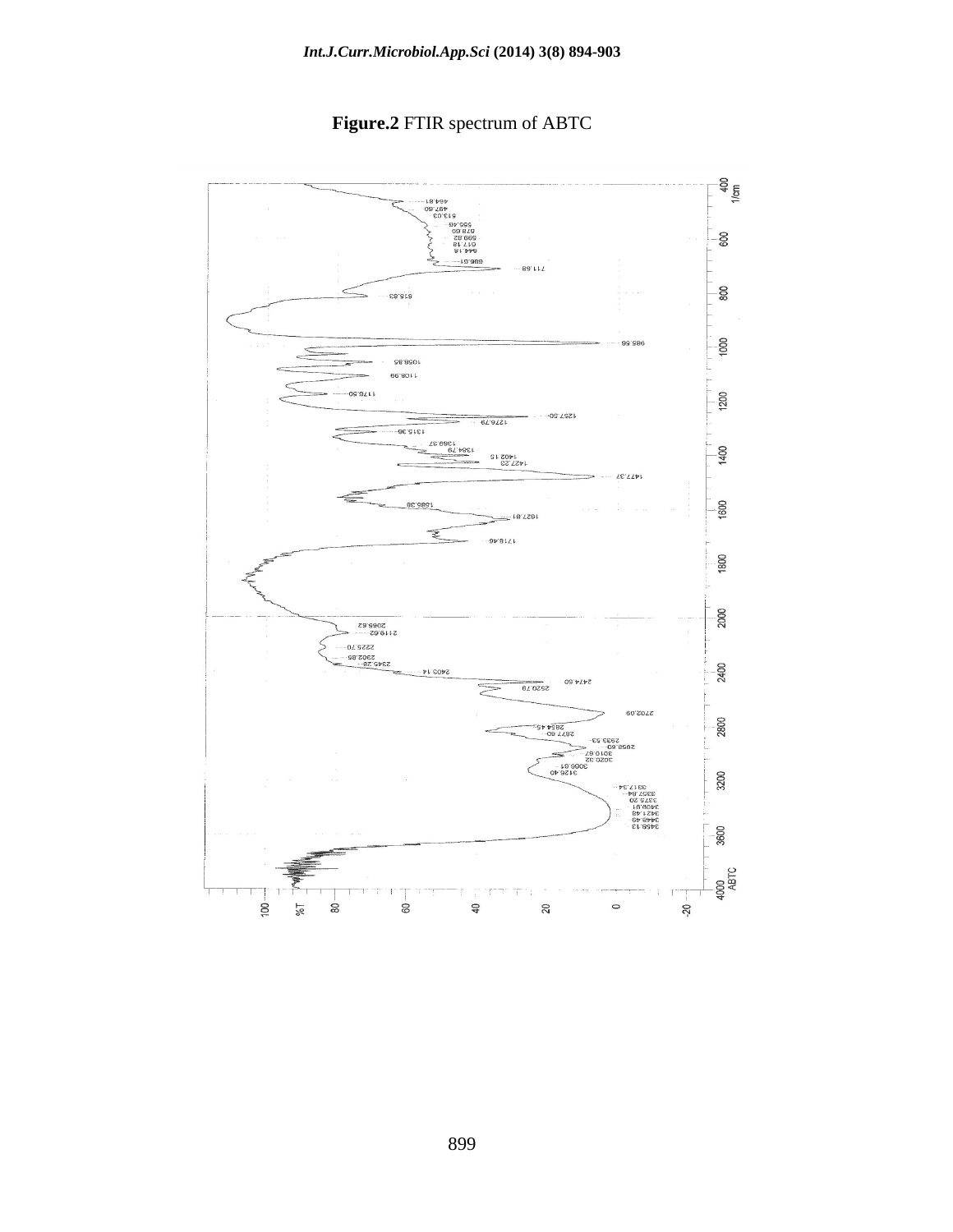**Figure.2** FTIR spectrum of ABTC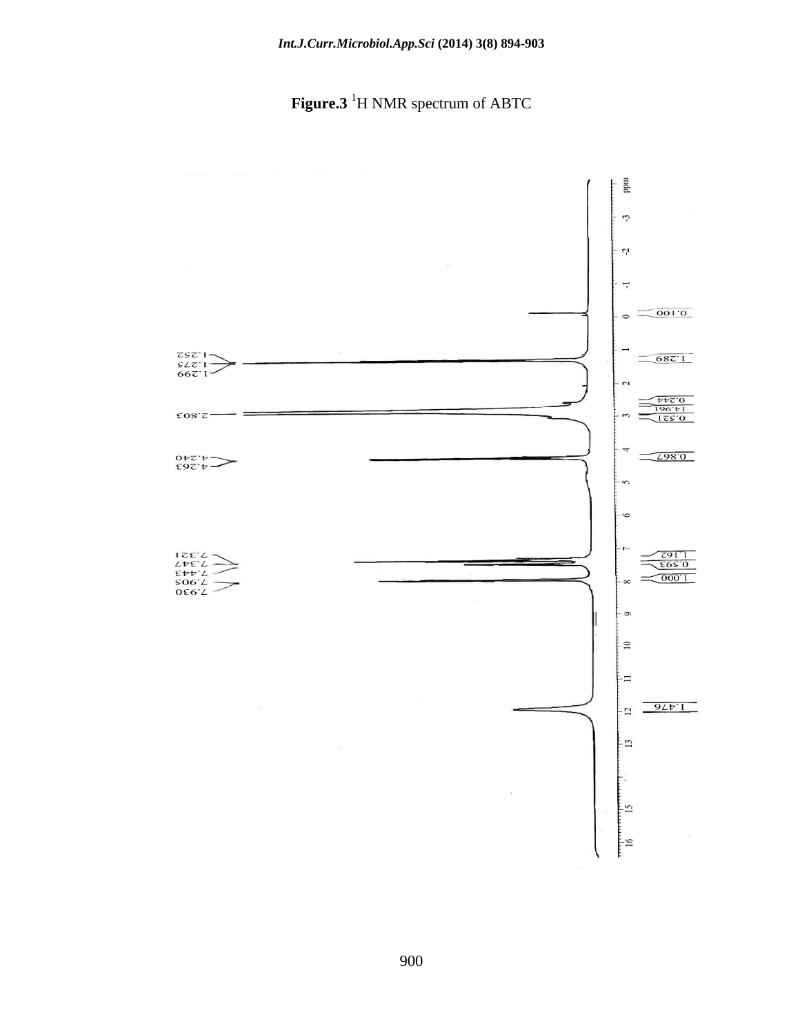**Figure.3** [1]H NMR spectrum of ABTC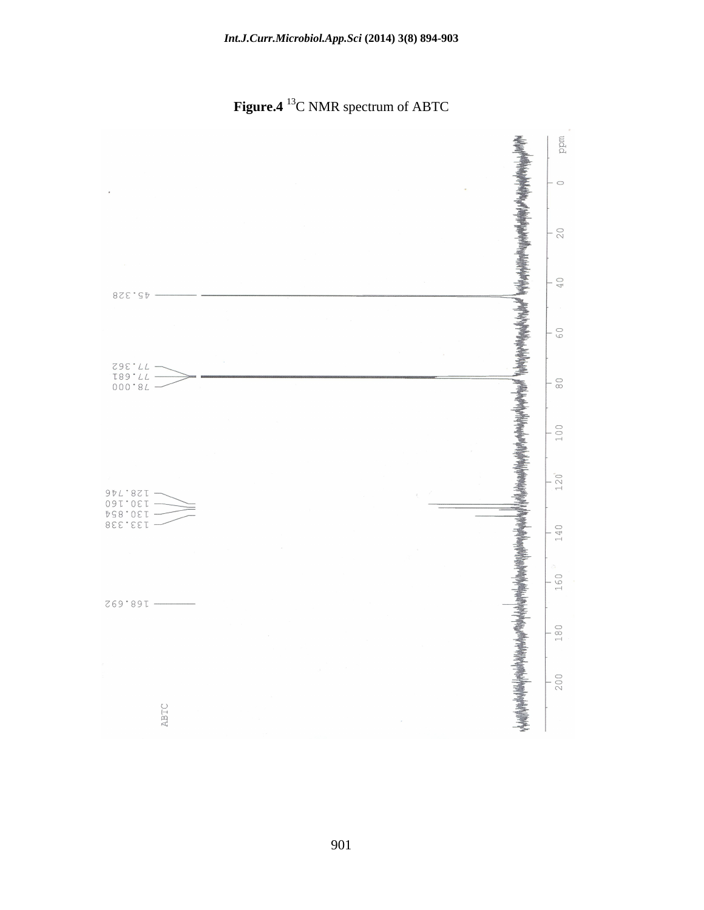**Figure.4** $^{13}$C NMR spectrum of ABTC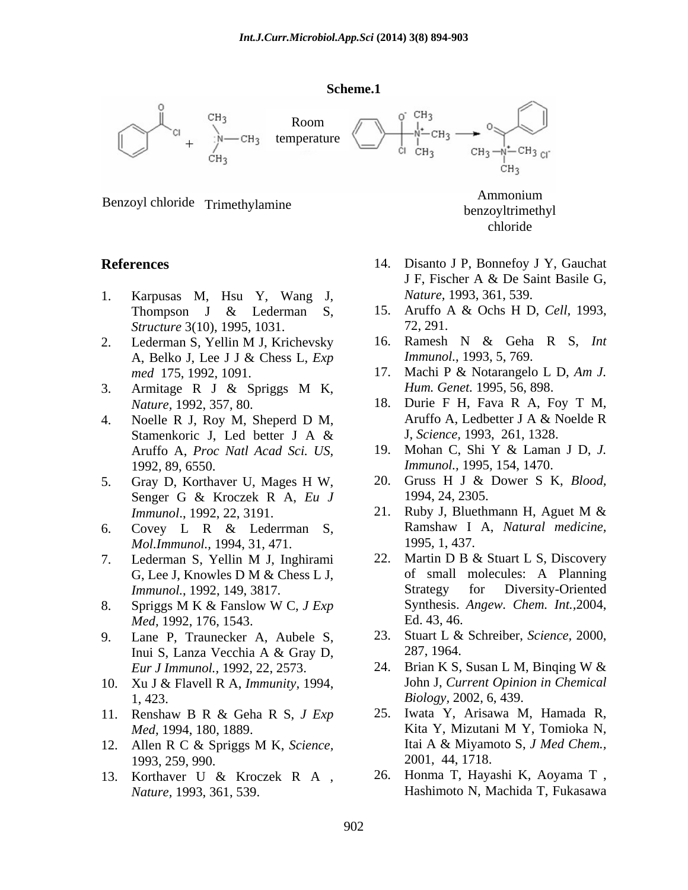**Scheme.1**

Benzoyl chloride + Trimethylamine → (Room temperature) → Ammonium benzoyltrimethyl chloride

## References

1. Karpusas M, Hsu Y, Wang J, Thompson J & Lederman S, *Structure* 3(10), 1995, 1031.
2. Lederman S, Yellin M J, Krichevsky A, Belko J, Lee J J & Chess L, *Exp med* 175, 1992, 1091.
3. Armitage R J & Spriggs M K, *Nature*, 1992, 357, 80.
4. Noelle R J, Roy M, Sheperd D M, Stamenkoric J, Led better J A & Aruffo A, *Proc Natl Acad Sci. US*, 1992, 89, 6550.
5. Gray D, Korthaver U, Mages H W, Senger G & Kroczek R A, *Eu J Immunol*., 1992, 22, 3191.
6. Covey L R & Lederrman S, *Mol.Immunol*., 1994, 31, 471.
7. Lederman S, Yellin M J, Inghirami G, Lee J, Knowles D M & Chess L J, *Immunol.*, 1992, 149, 3817.
8. Spriggs M K & Fanslow W C, *J Exp Med*, 1992, 176, 1543.
9. Lane P, Traunecker A, Aubele S, Inui S, Lanza Vecchia A & Gray D, *Eur J Immunol.*, 1992, 22, 2573.
10. Xu J & Flavell R A, *Immunity*, 1994, 1, 423.
11. Renshaw B R & Geha R S, *J Exp Med*, 1994, 180, 1889.
12. Allen R C & Spriggs M K, *Science*, 1993, 259, 990.
13. Korthaver U & Kroczek R A , *Nature*, 1993, 361, 539.
14. Disanto J P, Bonnefoy J Y, Gauchat J F, Fischer A & De Saint Basile G, *Nature*, 1993, 361, 539.
15. Aruffo A & Ochs H D, *Cell*, 1993, 72, 291.
16. Ramesh N & Geha R S, *Int Immunol.*, 1993, 5, 769.
17. Machi P & Notarangelo L D, *Am J. Hum. Genet.* 1995, 56, 898.
18. Durie F H, Fava R A, Foy T M, Aruffo A, Ledbetter J A & Noelde R J, *Science*, 1993, 261, 1328.
19. Mohan C, Shi Y & Laman J D, *J. Immunol.*, 1995, 154, 1470.
20. Gruss H J & Dower S K, *Blood*, 1994, 24, 2305.
21. Ruby J, Bluethmann H, Aguet M & Ramshaw I A, *Natural medicine*, 1995, 1, 437.
22. Martin D B & Stuart L S, Discovery of small molecules: A Planning Strategy for Diversity-Oriented Synthesis. *Angew. Chem. Int.*,2004, Ed. 43, 46.
23. Stuart L & Schreiber, *Science*, 2000, 287, 1964.
24. Brian K S, Susan L M, Binqing W & John J, *Current Opinion in Chemical Biology*, 2002, 6, 439.
25. Iwata Y, Arisawa M, Hamada R, Kita Y, Mizutani M Y, Tomioka N, Itai A & Miyamoto S, *J Med Chem.*, 2001, 44, 1718.
26. Honma T, Hayashi K, Aoyama T , Hashimoto N, Machida T, Fukasawa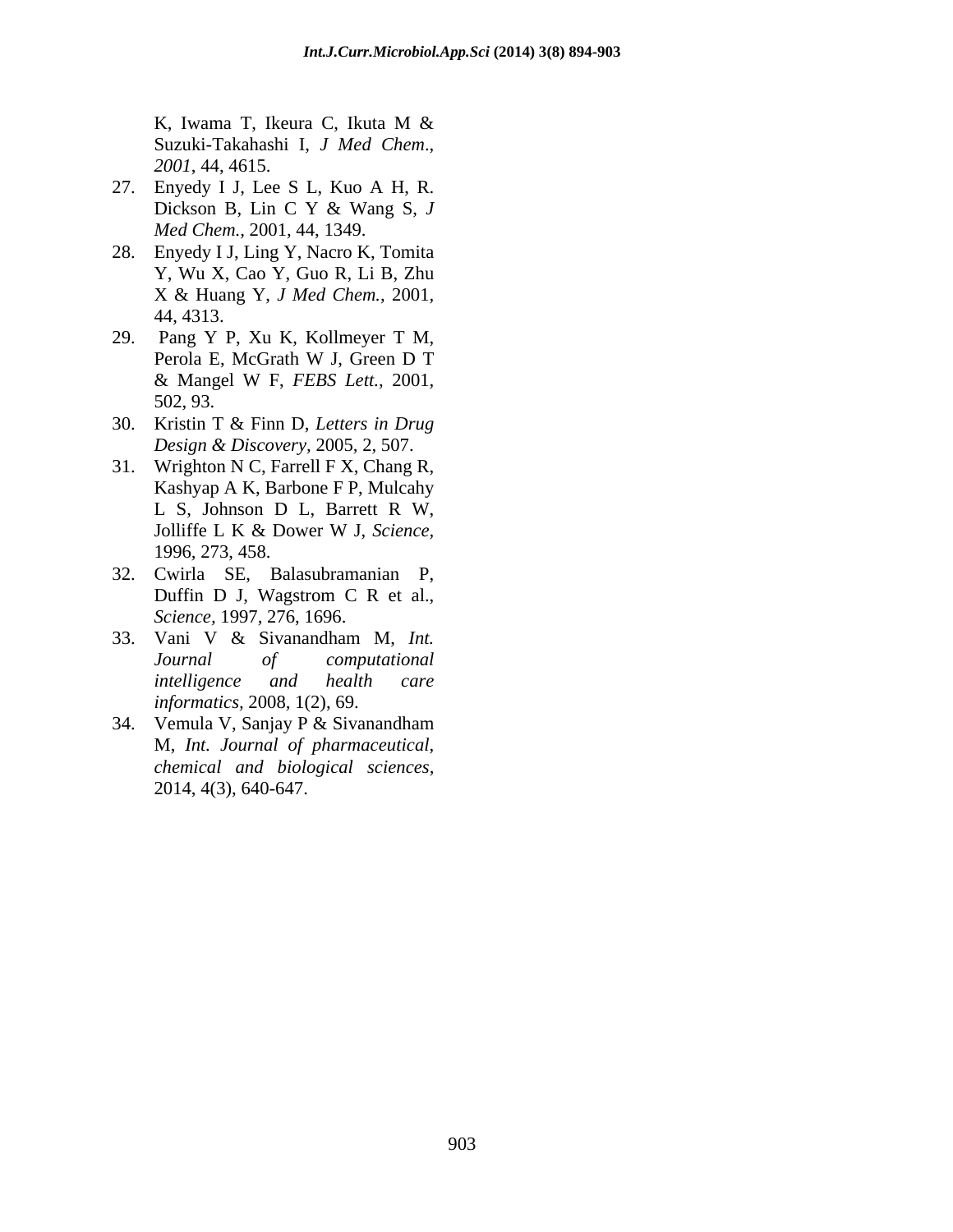K, Iwama T, Ikeura C, Ikuta M & Suzuki-Takahashi I, *J Med Chem*., *2001*, 44, 4615.

27. Enyedy I J, Lee S L, Kuo A H, R. Dickson B, Lin C Y & Wang S, *J Med Chem.*, 2001, 44, 1349.
28. Enyedy I J, Ling Y, Nacro K, Tomita Y, Wu X, Cao Y, Guo R, Li B, Zhu X & Huang Y, *J Med Chem.*, 2001, 44, 4313.
29. Pang Y P, Xu K, Kollmeyer T M, Perola E, McGrath W J, Green D T & Mangel W F, *FEBS Lett.*, 2001, 502, 93.
30. Kristin T & Finn D, *Letters in Drug Design & Discovery*, 2005, 2, 507.
31. Wrighton N C, Farrell F X, Chang R, Kashyap A K, Barbone F P, Mulcahy L S, Johnson D L, Barrett R W, Jolliffe L K & Dower W J, *Science*, 1996, 273, 458.
32. Cwirla SE, Balasubramanian P, Duffin D J, Wagstrom C R et al., *Science*, 1997, 276, 1696.
33. Vani V & Sivanandham M, *Int. Journal of computational intelligence and health care informatics*, 2008, 1(2), 69.
34. Vemula V, Sanjay P & Sivanandham M, *Int. Journal of pharmaceutical, chemical and biological sciences*, 2014, 4(3), 640-647.